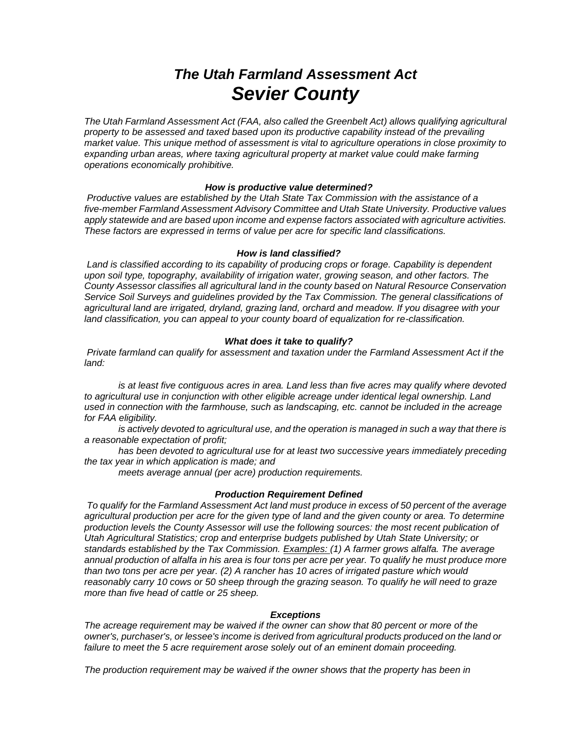# *The Utah Farmland Assessment Act*
# *Sevier County*

*The Utah Farmland Assessment Act (FAA, also called the Greenbelt Act) allows qualifying agricultural property to be assessed and taxed based upon its productive capability instead of the prevailing market value. This unique method of assessment is vital to agriculture operations in close proximity to expanding urban areas, where taxing agricultural property at market value could make farming operations economically prohibitive.*

### ***How is productive value determined?***

*Productive values are established by the Utah State Tax Commission with the assistance of a five-member Farmland Assessment Advisory Committee and Utah State University. Productive values apply statewide and are based upon income and expense factors associated with agriculture activities. These factors are expressed in terms of value per acre for specific land classifications.*

### ***How is land classified?***

*Land is classified according to its capability of producing crops or forage. Capability is dependent upon soil type, topography, availability of irrigation water, growing season, and other factors. The County Assessor classifies all agricultural land in the county based on Natural Resource Conservation Service Soil Surveys and guidelines provided by the Tax Commission. The general classifications of agricultural land are irrigated, dryland, grazing land, orchard and meadow. If you disagree with your land classification, you can appeal to your county board of equalization for re-classification.*

### ***What does it take to qualify?***

*Private farmland can qualify for assessment and taxation under the Farmland Assessment Act if the land:*

- *is at least five contiguous acres in area. Land less than five acres may qualify where devoted to agricultural use in conjunction with other eligible acreage under identical legal ownership. Land used in connection with the farmhouse, such as landscaping, etc. cannot be included in the acreage for FAA eligibility.*
- *is actively devoted to agricultural use, and the operation is managed in such a way that there is a reasonable expectation of profit;*
- *has been devoted to agricultural use for at least two successive years immediately preceding the tax year in which application is made; and*
- *meets average annual (per acre) production requirements.*

### ***Production Requirement Defined***

*To qualify for the Farmland Assessment Act land must produce in excess of 50 percent of the average agricultural production per acre for the given type of land and the given county or area. To determine production levels the County Assessor will use the following sources: the most recent publication of Utah Agricultural Statistics; crop and enterprise budgets published by Utah State University; or standards established by the Tax Commission. Examples: (1) A farmer grows alfalfa. The average annual production of alfalfa in his area is four tons per acre per year. To qualify he must produce more than two tons per acre per year. (2) A rancher has 10 acres of irrigated pasture which would reasonably carry 10 cows or 50 sheep through the grazing season. To qualify he will need to graze more than five head of cattle or 25 sheep.*

### ***Exceptions***

*The acreage requirement may be waived if the owner can show that 80 percent or more of the owner's, purchaser's, or lessee's income is derived from agricultural products produced on the land or failure to meet the 5 acre requirement arose solely out of an eminent domain proceeding.*

*The production requirement may be waived if the owner shows that the property has been in*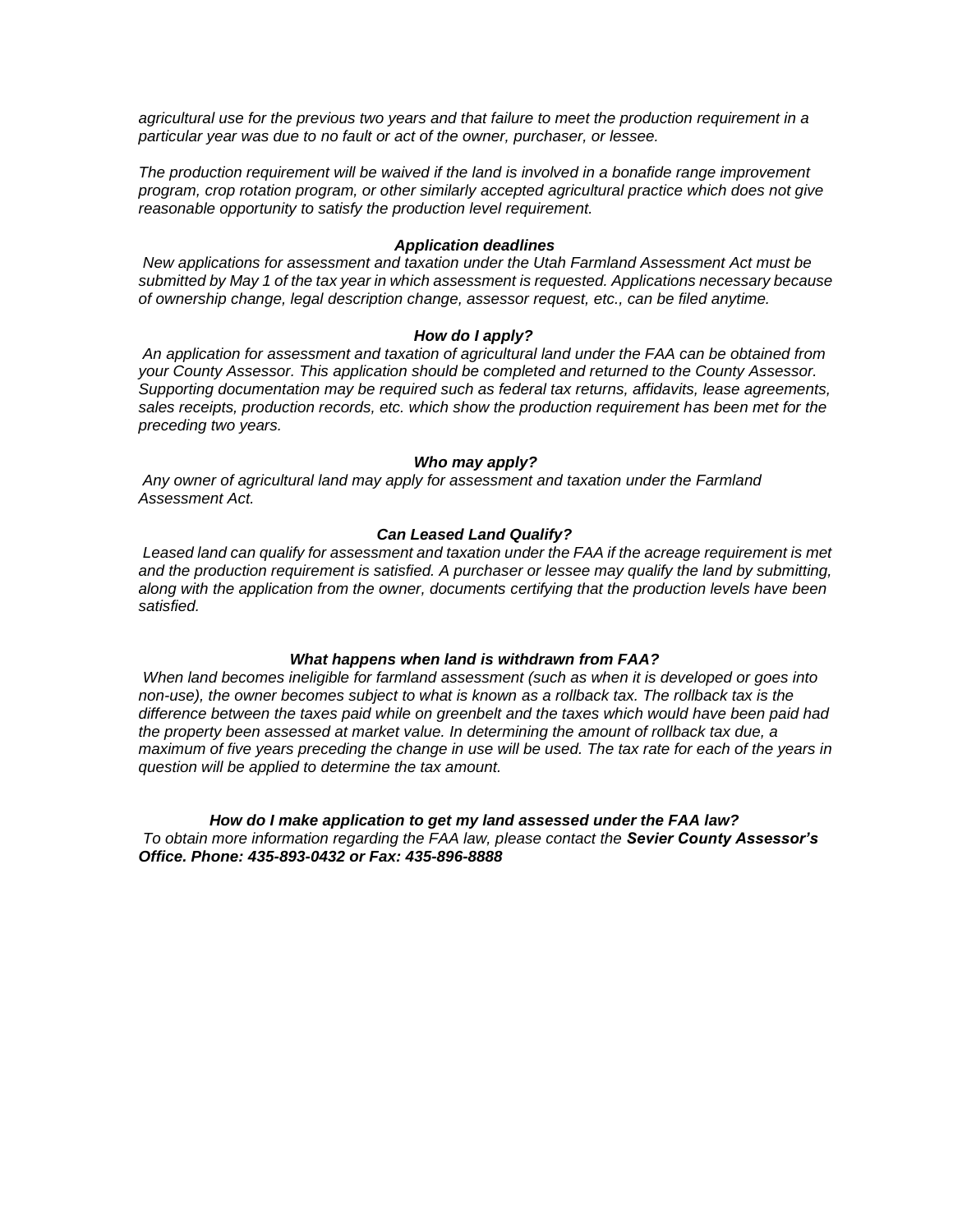*agricultural use for the previous two years and that failure to meet the production requirement in a particular year was due to no fault or act of the owner, purchaser, or lessee.*

*The production requirement will be waived if the land is involved in a bonafide range improvement program, crop rotation program, or other similarly accepted agricultural practice which does not give reasonable opportunity to satisfy the production level requirement.*

### *Application deadlines*

*New applications for assessment and taxation under the Utah Farmland Assessment Act must be submitted by May 1 of the tax year in which assessment is requested. Applications necessary because of ownership change, legal description change, assessor request, etc., can be filed anytime.*

### *How do I apply?*

*An application for assessment and taxation of agricultural land under the FAA can be obtained from your County Assessor. This application should be completed and returned to the County Assessor. Supporting documentation may be required such as federal tax returns, affidavits, lease agreements, sales receipts, production records, etc. which show the production requirement has been met for the preceding two years.*

### *Who may apply?*

*Any owner of agricultural land may apply for assessment and taxation under the Farmland Assessment Act.*

### *Can Leased Land Qualify?*

*Leased land can qualify for assessment and taxation under the FAA if the acreage requirement is met and the production requirement is satisfied. A purchaser or lessee may qualify the land by submitting, along with the application from the owner, documents certifying that the production levels have been satisfied.*

### *What happens when land is withdrawn from FAA?*

*When land becomes ineligible for farmland assessment (such as when it is developed or goes into non-use), the owner becomes subject to what is known as a rollback tax. The rollback tax is the difference between the taxes paid while on greenbelt and the taxes which would have been paid had the property been assessed at market value. In determining the amount of rollback tax due, a maximum of five years preceding the change in use will be used. The tax rate for each of the years in question will be applied to determine the tax amount.*

### *How do I make application to get my land assessed under the FAA law?*

*To obtain more information regarding the FAA law, please contact the **Sevier County Assessor's Office. Phone: 435-893-0432 or Fax: 435-896-8888***